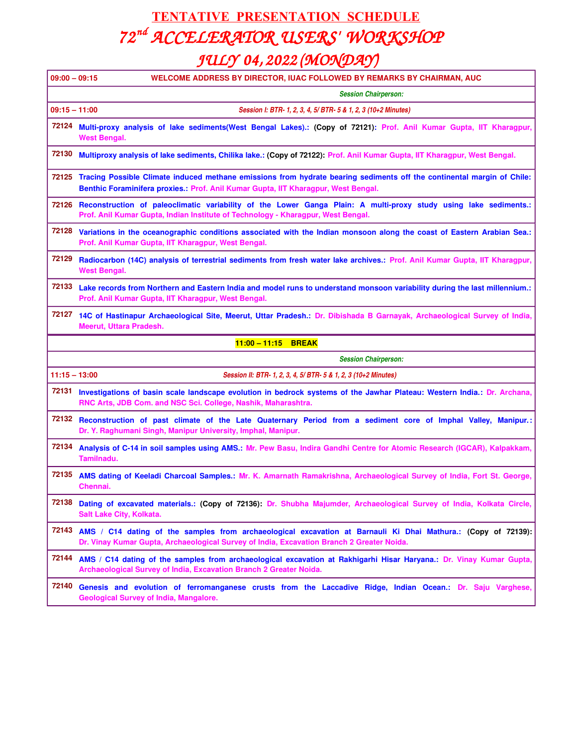# TENTATIVE PRESENTATION SCHEDULE

# 72nd ACCELERATOR USERS' WORKSHOP

# JULY 04, 2022 (MONDAY)

| | |
|---|---|
| **09:00 – 09:15** | **WELCOME ADDRESS BY DIRECTOR, IUAC FOLLOWED BY REMARKS BY CHAIRMAN, AUC** |
| | ***Session Chairperson:*** |
| **09:15 – 11:00** | ***Session I: BTR- 1, 2, 3, 4, 5/ BTR- 5 & 1, 2, 3 (10+2 Minutes)*** |
| **72124** | **Multi-proxy analysis of lake sediments(West Bengal Lakes).: (Copy of 72121): Prof. Anil Kumar Gupta, IIT Kharagpur, West Bengal.** |
| **72130** | **Multiproxy analysis of lake sediments, Chilika lake.: (Copy of 72122): Prof. Anil Kumar Gupta, IIT Kharagpur, West Bengal.** |
| **72125** | **Tracing Possible Climate induced methane emissions from hydrate bearing sediments off the continental margin of Chile: Benthic Foraminifera proxies.: Prof. Anil Kumar Gupta, IIT Kharagpur, West Bengal.** |
| **72126** | **Reconstruction of paleoclimatic variability of the Lower Ganga Plain: A multi-proxy study using lake sediments.: Prof. Anil Kumar Gupta, Indian Institute of Technology - Kharagpur, West Bengal.** |
| **72128** | **Variations in the oceanographic conditions associated with the Indian monsoon along the coast of Eastern Arabian Sea.: Prof. Anil Kumar Gupta, IIT Kharagpur, West Bengal.** |
| **72129** | **Radiocarbon (14C) analysis of terrestrial sediments from fresh water lake archives.: Prof. Anil Kumar Gupta, IIT Kharagpur, West Bengal.** |
| **72133** | **Lake records from Northern and Eastern India and model runs to understand monsoon variability during the last millennium.: Prof. Anil Kumar Gupta, IIT Kharagpur, West Bengal.** |
| **72127** | **14C of Hastinapur Archaeological Site, Meerut, Uttar Pradesh.: Dr. Dibishada B Garnayak, Archaeological Survey of India, Meerut, Uttara Pradesh.** |
| | **11:00 – 11:15 BREAK** |
| | ***Session Chairperson:*** |
| **11:15 – 13:00** | ***Session II: BTR- 1, 2, 3, 4, 5/ BTR- 5 & 1, 2, 3 (10+2 Minutes)*** |
| **72131** | **Investigations of basin scale landscape evolution in bedrock systems of the Jawhar Plateau: Western India.: Dr. Archana, RNC Arts, JDB Com. and NSC Sci. College, Nashik, Maharashtra.** |
| **72132** | **Reconstruction of past climate of the Late Quaternary Period from a sediment core of Imphal Valley, Manipur.: Dr. Y. Raghumani Singh, Manipur University, Imphal, Manipur.** |
| **72134** | **Analysis of C-14 in soil samples using AMS.: Mr. Pew Basu, Indira Gandhi Centre for Atomic Research (IGCAR), Kalpakkam, Tamilnadu.** |
| **72135** | **AMS dating of Keeladi Charcoal Samples.: Mr. K. Amarnath Ramakrishna, Archaeological Survey of India, Fort St. George, Chennai.** |
| **72138** | **Dating of excavated materials.: (Copy of 72136): Dr. Shubha Majumder, Archaeological Survey of India, Kolkata Circle, Salt Lake City, Kolkata.** |
| **72143** | **AMS / C14 dating of the samples from archaeological excavation at Barnauli Ki Dhai Mathura.: (Copy of 72139): Dr. Vinay Kumar Gupta, Archaeological Survey of India, Excavation Branch 2 Greater Noida.** |
| **72144** | **AMS / C14 dating of the samples from archaeological excavation at Rakhigarhi Hisar Haryana.: Dr. Vinay Kumar Gupta, Archaeological Survey of India, Excavation Branch 2 Greater Noida.** |
| **72140** | **Genesis and evolution of ferromanganese crusts from the Laccadive Ridge, Indian Ocean.: Dr. Saju Varghese, Geological Survey of India, Mangalore.** |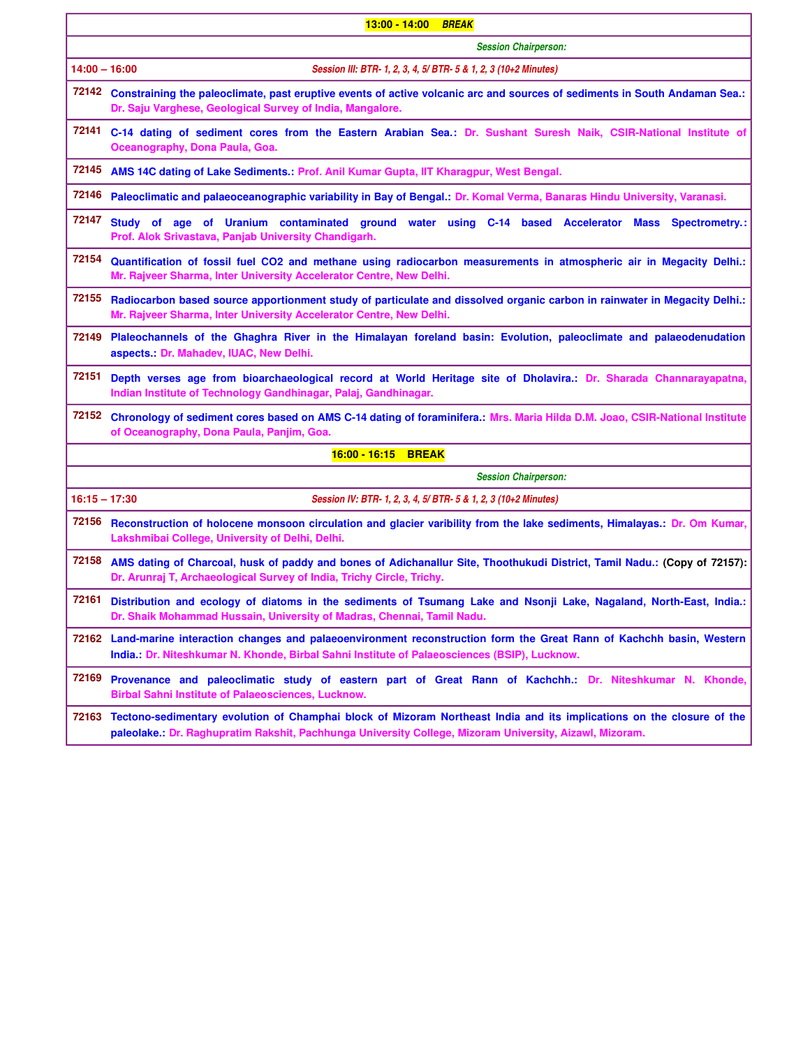| | |
|---|---|
| **13:00 - 14:00 *BREAK*** | |
| | ***Session Chairperson:*** |
| **14:00 – 16:00** | ***Session III: BTR- 1, 2, 3, 4, 5/ BTR- 5 & 1, 2, 3 (10+2 Minutes)*** |
| **72142** | **Constraining the paleoclimate, past eruptive events of active volcanic arc and sources of sediments in South Andaman Sea.: Dr. Saju Varghese, Geological Survey of India, Mangalore.** |
| **72141** | **C-14 dating of sediment cores from the Eastern Arabian Sea.: Dr. Sushant Suresh Naik, CSIR-National Institute of Oceanography, Dona Paula, Goa.** |
| **72145** | **AMS 14C dating of Lake Sediments.: Prof. Anil Kumar Gupta, IIT Kharagpur, West Bengal.** |
| **72146** | **Paleoclimatic and palaeoceanographic variability in Bay of Bengal.: Dr. Komal Verma, Banaras Hindu University, Varanasi.** |
| **72147** | **Study of age of Uranium contaminated ground water using C-14 based Accelerator Mass Spectrometry.: Prof. Alok Srivastava, Panjab University Chandigarh.** |
| **72154** | **Quantification of fossil fuel CO2 and methane using radiocarbon measurements in atmospheric air in Megacity Delhi.: Mr. Rajveer Sharma, Inter University Accelerator Centre, New Delhi.** |
| **72155** | **Radiocarbon based source apportionment study of particulate and dissolved organic carbon in rainwater in Megacity Delhi.: Mr. Rajveer Sharma, Inter University Accelerator Centre, New Delhi.** |
| **72149** | **Plaleochannels of the Ghaghra River in the Himalayan foreland basin: Evolution, paleoclimate and palaeodenudation aspects.: Dr. Mahadev, IUAC, New Delhi.** |
| **72151** | **Depth verses age from bioarchaeological record at World Heritage site of Dholavira.: Dr. Sharada Channarayapatna, Indian Institute of Technology Gandhinagar, Palaj, Gandhinagar.** |
| **72152** | **Chronology of sediment cores based on AMS C-14 dating of foraminifera.: Mrs. Maria Hilda D.M. Joao, CSIR-National Institute of Oceanography, Dona Paula, Panjim, Goa.** |
| **16:00 - 16:15 BREAK** | |
| | ***Session Chairperson:*** |
| **16:15 – 17:30** | ***Session IV: BTR- 1, 2, 3, 4, 5/ BTR- 5 & 1, 2, 3 (10+2 Minutes)*** |
| **72156** | **Reconstruction of holocene monsoon circulation and glacier varibility from the lake sediments, Himalayas.: Dr. Om Kumar, Lakshmibai College, University of Delhi, Delhi.** |
| **72158** | **AMS dating of Charcoal, husk of paddy and bones of Adichanallur Site, Thoothukudi District, Tamil Nadu.: (Copy of 72157): Dr. Arunraj T, Archaeological Survey of India, Trichy Circle, Trichy.** |
| **72161** | **Distribution and ecology of diatoms in the sediments of Tsumang Lake and Nsonji Lake, Nagaland, North-East, India.: Dr. Shaik Mohammad Hussain, University of Madras, Chennai, Tamil Nadu.** |
| **72162** | **Land-marine interaction changes and palaeoenvironment reconstruction form the Great Rann of Kachchh basin, Western India.: Dr. Niteshkumar N. Khonde, Birbal Sahni Institute of Palaeosciences (BSIP), Lucknow.** |
| **72169** | **Provenance and paleoclimatic study of eastern part of Great Rann of Kachchh.: Dr. Niteshkumar N. Khonde, Birbal Sahni Institute of Palaeosciences, Lucknow.** |
| **72163** | **Tectono-sedimentary evolution of Champhai block of Mizoram Northeast India and its implications on the closure of the paleolake.: Dr. Raghupratim Rakshit, Pachhunga University College, Mizoram University, Aizawl, Mizoram.** |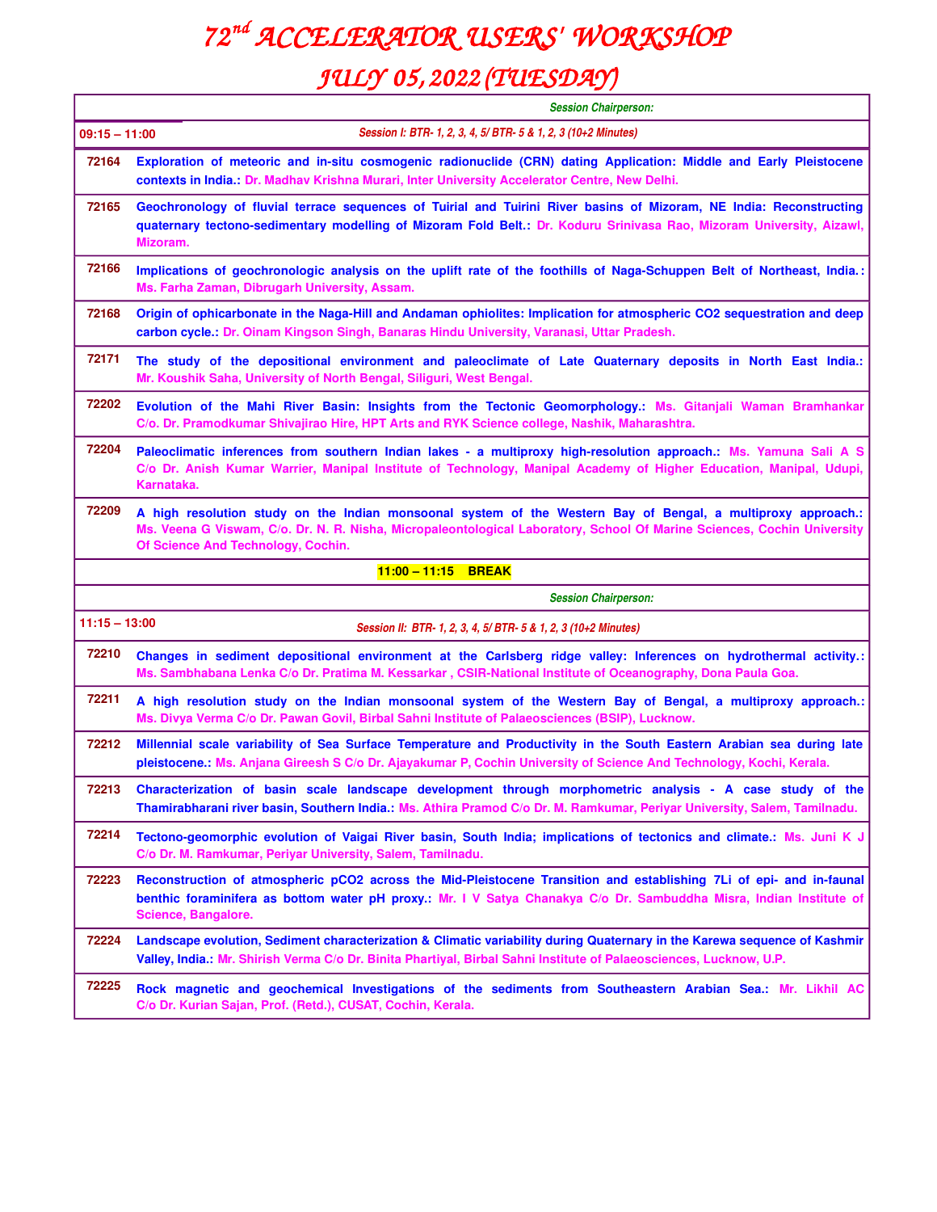# $72^{nd}$ ACCELERATOR USERS' WORKSHOP

## JULY 05, 2022 (TUESDAY)

| | Session Chairperson: |
|---|---|
| **09:15 – 11:00** | *Session I: BTR- 1, 2, 3, 4, 5/ BTR- 5 & 1, 2, 3 (10+2 Minutes)* |
| 72164 | **Exploration of meteoric and in-situ cosmogenic radionuclide (CRN) dating Application: Middle and Early Pleistocene contexts in India.:** Dr. Madhav Krishna Murari, Inter University Accelerator Centre, New Delhi. |
| 72165 | **Geochronology of fluvial terrace sequences of Tuirial and Tuirini River basins of Mizoram, NE India: Reconstructing quaternary tectono-sedimentary modelling of Mizoram Fold Belt.:** Dr. Koduru Srinivasa Rao, Mizoram University, Aizawl, Mizoram. |
| 72166 | **Implications of geochronologic analysis on the uplift rate of the foothills of Naga-Schuppen Belt of Northeast, India.:** Ms. Farha Zaman, Dibrugarh University, Assam. |
| 72168 | **Origin of ophicarbonate in the Naga-Hill and Andaman ophiolites: Implication for atmospheric CO2 sequestration and deep carbon cycle.:** Dr. Oinam Kingson Singh, Banaras Hindu University, Varanasi, Uttar Pradesh. |
| 72171 | **The study of the depositional environment and paleoclimate of Late Quaternary deposits in North East India.:** Mr. Koushik Saha, University of North Bengal, Siliguri, West Bengal. |
| 72202 | **Evolution of the Mahi River Basin: Insights from the Tectonic Geomorphology.:** Ms. Gitanjali Waman Bramhankar C/o. Dr. Pramodkumar Shivajirao Hire, HPT Arts and RYK Science college, Nashik, Maharashtra. |
| 72204 | **Paleoclimatic inferences from southern Indian lakes - a multiproxy high-resolution approach.:** Ms. Yamuna Sali A S C/o Dr. Anish Kumar Warrier, Manipal Institute of Technology, Manipal Academy of Higher Education, Manipal, Udupi, Karnataka. |
| 72209 | **A high resolution study on the Indian monsoonal system of the Western Bay of Bengal, a multiproxy approach.:** Ms. Veena G Viswam, C/o. Dr. N. R. Nisha, Micropaleontological Laboratory, School Of Marine Sciences, Cochin University Of Science And Technology, Cochin. |
| | **11:00 – 11:15 BREAK** |
| | Session Chairperson: |
| **11:15 – 13:00** | *Session II: BTR- 1, 2, 3, 4, 5/ BTR- 5 & 1, 2, 3 (10+2 Minutes)* |
| 72210 | **Changes in sediment depositional environment at the Carlsberg ridge valley: Inferences on hydrothermal activity.:** Ms. Sambhabana Lenka C/o Dr. Pratima M. Kessarkar , CSIR-National Institute of Oceanography, Dona Paula Goa. |
| 72211 | **A high resolution study on the Indian monsoonal system of the Western Bay of Bengal, a multiproxy approach.:** Ms. Divya Verma C/o Dr. Pawan Govil, Birbal Sahni Institute of Palaeosciences (BSIP), Lucknow. |
| 72212 | **Millennial scale variability of Sea Surface Temperature and Productivity in the South Eastern Arabian sea during late pleistocene.:** Ms. Anjana Gireesh S C/o Dr. Ajayakumar P, Cochin University of Science And Technology, Kochi, Kerala. |
| 72213 | **Characterization of basin scale landscape development through morphometric analysis - A case study of the Thamirabharani river basin, Southern India.:** Ms. Athira Pramod C/o Dr. M. Ramkumar, Periyar University, Salem, Tamilnadu. |
| 72214 | **Tectono-geomorphic evolution of Vaigai River basin, South India; implications of tectonics and climate.:** Ms. Juni K J C/o Dr. M. Ramkumar, Periyar University, Salem, Tamilnadu. |
| 72223 | **Reconstruction of atmospheric pCO2 across the Mid-Pleistocene Transition and establishing 7Li of epi- and in-faunal benthic foraminifera as bottom water pH proxy.:** Mr. I V Satya Chanakya C/o Dr. Sambuddha Misra, Indian Institute of Science, Bangalore. |
| 72224 | **Landscape evolution, Sediment characterization & Climatic variability during Quaternary in the Karewa sequence of Kashmir Valley, India.:** Mr. Shirish Verma C/o Dr. Binita Phartiyal, Birbal Sahni Institute of Palaeosciences, Lucknow, U.P. |
| 72225 | **Rock magnetic and geochemical Investigations of the sediments from Southeastern Arabian Sea.:** Mr. Likhil AC C/o Dr. Kurian Sajan, Prof. (Retd.), CUSAT, Cochin, Kerala. |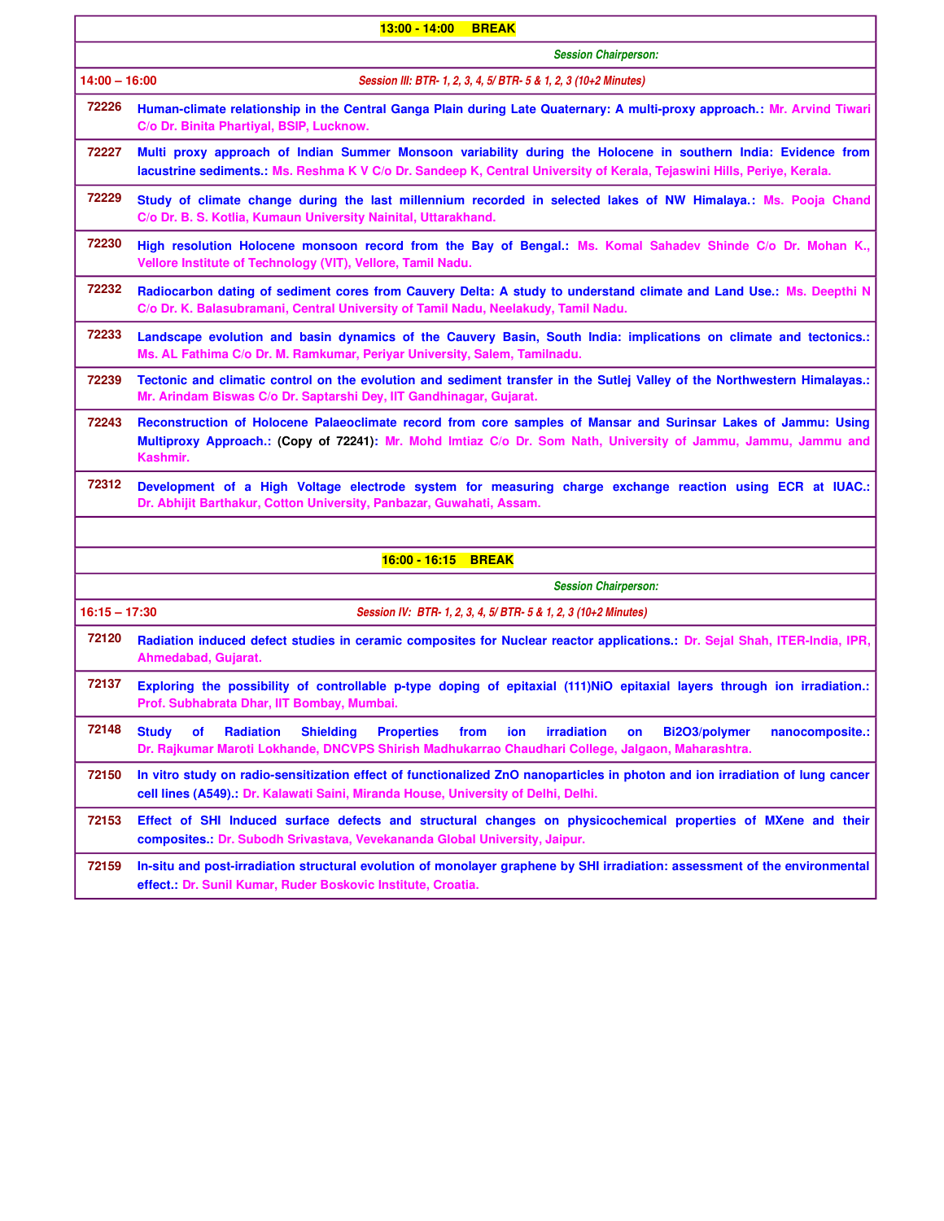**13:00 - 14:00 BREAK**

*Session Chairperson:*

**14:00 – 16:00** *Session III: BTR- 1, 2, 3, 4, 5/ BTR- 5 & 1, 2, 3 (10+2 Minutes)*

| | |
|---|---|
| 72226 | **Human-climate relationship in the Central Ganga Plain during Late Quaternary: A multi-proxy approach.: Mr. Arvind Tiwari C/o Dr. Binita Phartiyal, BSIP, Lucknow.** |
| 72227 | **Multi proxy approach of Indian Summer Monsoon variability during the Holocene in southern India: Evidence from lacustrine sediments.: Ms. Reshma K V C/o Dr. Sandeep K, Central University of Kerala, Tejaswini Hills, Periye, Kerala.** |
| 72229 | **Study of climate change during the last millennium recorded in selected lakes of NW Himalaya.: Ms. Pooja Chand C/o Dr. B. S. Kotlia, Kumaun University Nainital, Uttarakhand.** |
| 72230 | **High resolution Holocene monsoon record from the Bay of Bengal.: Ms. Komal Sahadev Shinde C/o Dr. Mohan K., Vellore Institute of Technology (VIT), Vellore, Tamil Nadu.** |
| 72232 | **Radiocarbon dating of sediment cores from Cauvery Delta: A study to understand climate and Land Use.: Ms. Deepthi N C/o Dr. K. Balasubramani, Central University of Tamil Nadu, Neelakudy, Tamil Nadu.** |
| 72233 | **Landscape evolution and basin dynamics of the Cauvery Basin, South India: implications on climate and tectonics.: Ms. AL Fathima C/o Dr. M. Ramkumar, Periyar University, Salem, Tamilnadu.** |
| 72239 | **Tectonic and climatic control on the evolution and sediment transfer in the Sutlej Valley of the Northwestern Himalayas.: Mr. Arindam Biswas C/o Dr. Saptarshi Dey, IIT Gandhinagar, Gujarat.** |
| 72243 | **Reconstruction of Holocene Palaeoclimate record from core samples of Mansar and Surinsar Lakes of Jammu: Using Multiproxy Approach.: (Copy of 72241): Mr. Mohd Imtiaz C/o Dr. Som Nath, University of Jammu, Jammu, Jammu and Kashmir.** |
| 72312 | **Development of a High Voltage electrode system for measuring charge exchange reaction using ECR at IUAC.: Dr. Abhijit Barthakur, Cotton University, Panbazar, Guwahati, Assam.** |

**16:00 - 16:15 BREAK**

*Session Chairperson:*

**16:15 – 17:30** *Session IV: BTR- 1, 2, 3, 4, 5/ BTR- 5 & 1, 2, 3 (10+2 Minutes)*

| | |
|---|---|
| 72120 | **Radiation induced defect studies in ceramic composites for Nuclear reactor applications.: Dr. Sejal Shah, ITER-India, IPR, Ahmedabad, Gujarat.** |
| 72137 | **Exploring the possibility of controllable p-type doping of epitaxial (111)NiO epitaxial layers through ion irradiation.: Prof. Subhabrata Dhar, IIT Bombay, Mumbai.** |
| 72148 | **Study of Radiation Shielding Properties from ion irradiation on $Bi_2O_3$/polymer nanocomposite.: Dr. Rajkumar Maroti Lokhande, DNCVPS Shirish Madhukarrao Chaudhari College, Jalgaon, Maharashtra.** |
| 72150 | **In vitro study on radio-sensitization effect of functionalized ZnO nanoparticles in photon and ion irradiation of lung cancer cell lines (A549).: Dr. Kalawati Saini, Miranda House, University of Delhi, Delhi.** |
| 72153 | **Effect of SHI Induced surface defects and structural changes on physicochemical properties of MXene and their composites.: Dr. Subodh Srivastava, Vevekananda Global University, Jaipur.** |
| 72159 | **In-situ and post-irradiation structural evolution of monolayer graphene by SHI irradiation: assessment of the environmental effect.: Dr. Sunil Kumar, Ruder Boskovic Institute, Croatia.** |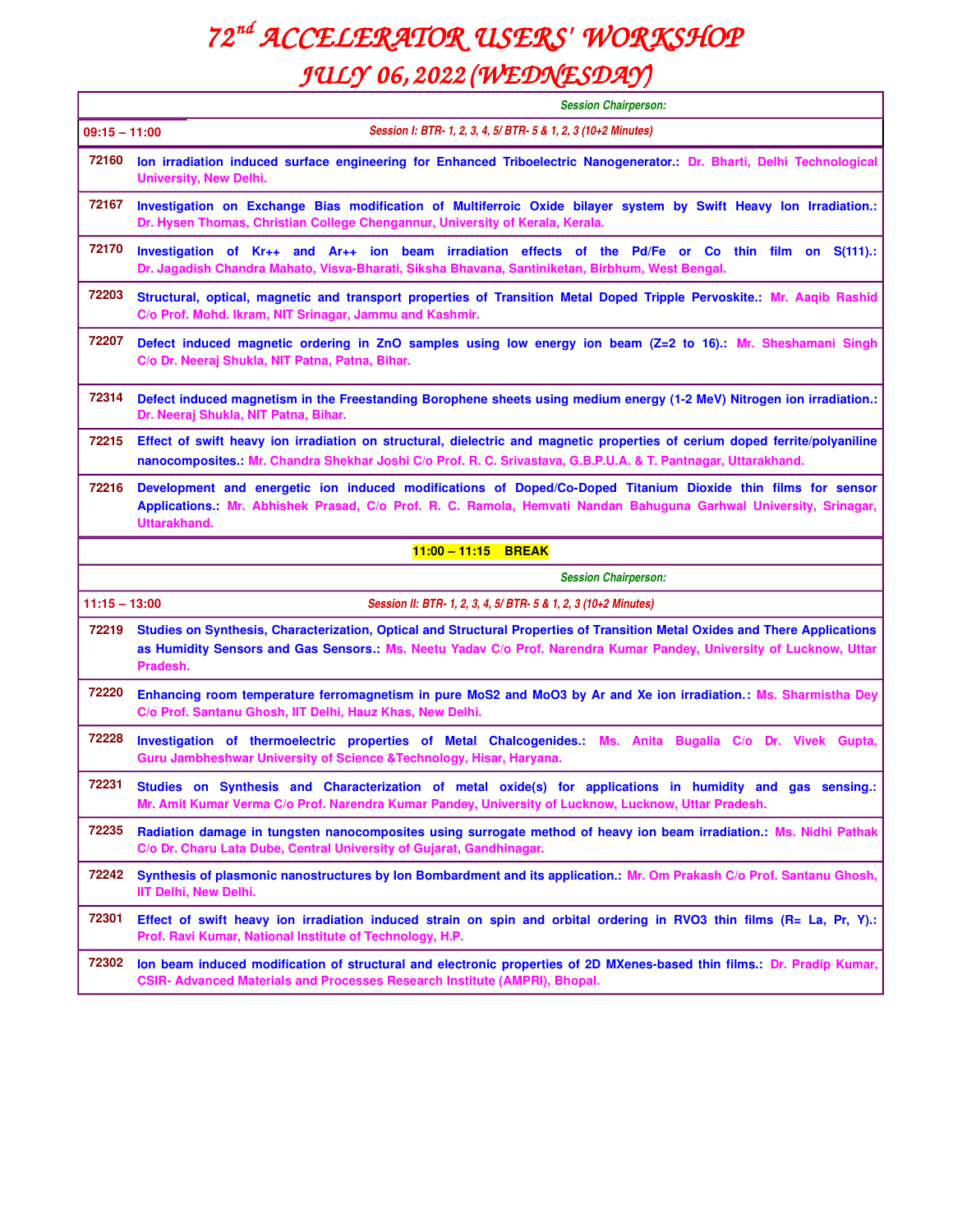# 72nd ACCELERATOR USERS' WORKSHOP

# JULY 06, 2022 (WEDNESDAY)

| | |
|---|---|
| | *Session Chairperson:* |
| **09:15 – 11:00** | *Session I: BTR- 1, 2, 3, 4, 5/ BTR- 5 & 1, 2, 3 (10+2 Minutes)* |
| **72160** | **Ion irradiation induced surface engineering for Enhanced Triboelectric Nanogenerator.: Dr. Bharti, Delhi Technological University, New Delhi.** |
| **72167** | **Investigation on Exchange Bias modification of Multiferroic Oxide bilayer system by Swift Heavy Ion Irradiation.: Dr. Hysen Thomas, Christian College Chengannur, University of Kerala, Kerala.** |
| **72170** | **Investigation of Kr++ and Ar++ ion beam irradiation effects of the Pd/Fe or Co thin film on S(111).: Dr. Jagadish Chandra Mahato, Visva-Bharati, Siksha Bhavana, Santiniketan, Birbhum, West Bengal.** |
| **72203** | **Structural, optical, magnetic and transport properties of Transition Metal Doped Tripple Pervoskite.: Mr. Aaqib Rashid C/o Prof. Mohd. Ikram, NIT Srinagar, Jammu and Kashmir.** |
| **72207** | **Defect induced magnetic ordering in ZnO samples using low energy ion beam (Z=2 to 16).: Mr. Sheshamani Singh C/o Dr. Neeraj Shukla, NIT Patna, Patna, Bihar.** |
| **72314** | **Defect induced magnetism in the Freestanding Borophene sheets using medium energy (1-2 MeV) Nitrogen ion irradiation.: Dr. Neeraj Shukla, NIT Patna, Bihar.** |
| **72215** | **Effect of swift heavy ion irradiation on structural, dielectric and magnetic properties of cerium doped ferrite/polyaniline nanocomposites.: Mr. Chandra Shekhar Joshi C/o Prof. R. C. Srivastava, G.B.P.U.A. & T. Pantnagar, Uttarakhand.** |
| **72216** | **Development and energetic ion induced modifications of Doped/Co-Doped Titanium Dioxide thin films for sensor Applications.: Mr. Abhishek Prasad, C/o Prof. R. C. Ramola, Hemvati Nandan Bahuguna Garhwal University, Srinagar, Uttarakhand.** |
| | **11:00 – 11:15 BREAK** |
| | *Session Chairperson:* |
| **11:15 – 13:00** | *Session II: BTR- 1, 2, 3, 4, 5/ BTR- 5 & 1, 2, 3 (10+2 Minutes)* |
| **72219** | **Studies on Synthesis, Characterization, Optical and Structural Properties of Transition Metal Oxides and There Applications as Humidity Sensors and Gas Sensors.: Ms. Neetu Yadav C/o Prof. Narendra Kumar Pandey, University of Lucknow, Uttar Pradesh.** |
| **72220** | **Enhancing room temperature ferromagnetism in pure MoS2 and MoO3 by Ar and Xe ion irradiation.: Ms. Sharmistha Dey C/o Prof. Santanu Ghosh, IIT Delhi, Hauz Khas, New Delhi.** |
| **72228** | **Investigation of thermoelectric properties of Metal Chalcogenides.: Ms. Anita Bugalia C/o Dr. Vivek Gupta, Guru Jambheshwar University of Science &Technology, Hisar, Haryana.** |
| **72231** | **Studies on Synthesis and Characterization of metal oxide(s) for applications in humidity and gas sensing.: Mr. Amit Kumar Verma C/o Prof. Narendra Kumar Pandey, University of Lucknow, Lucknow, Uttar Pradesh.** |
| **72235** | **Radiation damage in tungsten nanocomposites using surrogate method of heavy ion beam irradiation.: Ms. Nidhi Pathak C/o Dr. Charu Lata Dube, Central University of Gujarat, Gandhinagar.** |
| **72242** | **Synthesis of plasmonic nanostructures by Ion Bombardment and its application.: Mr. Om Prakash C/o Prof. Santanu Ghosh, IIT Delhi, New Delhi.** |
| **72301** | **Effect of swift heavy ion irradiation induced strain on spin and orbital ordering in RVO3 thin films (R= La, Pr, Y).: Prof. Ravi Kumar, National Institute of Technology, H.P.** |
| **72302** | **Ion beam induced modification of structural and electronic properties of 2D MXenes-based thin films.: Dr. Pradip Kumar, CSIR- Advanced Materials and Processes Research Institute (AMPRI), Bhopal.** |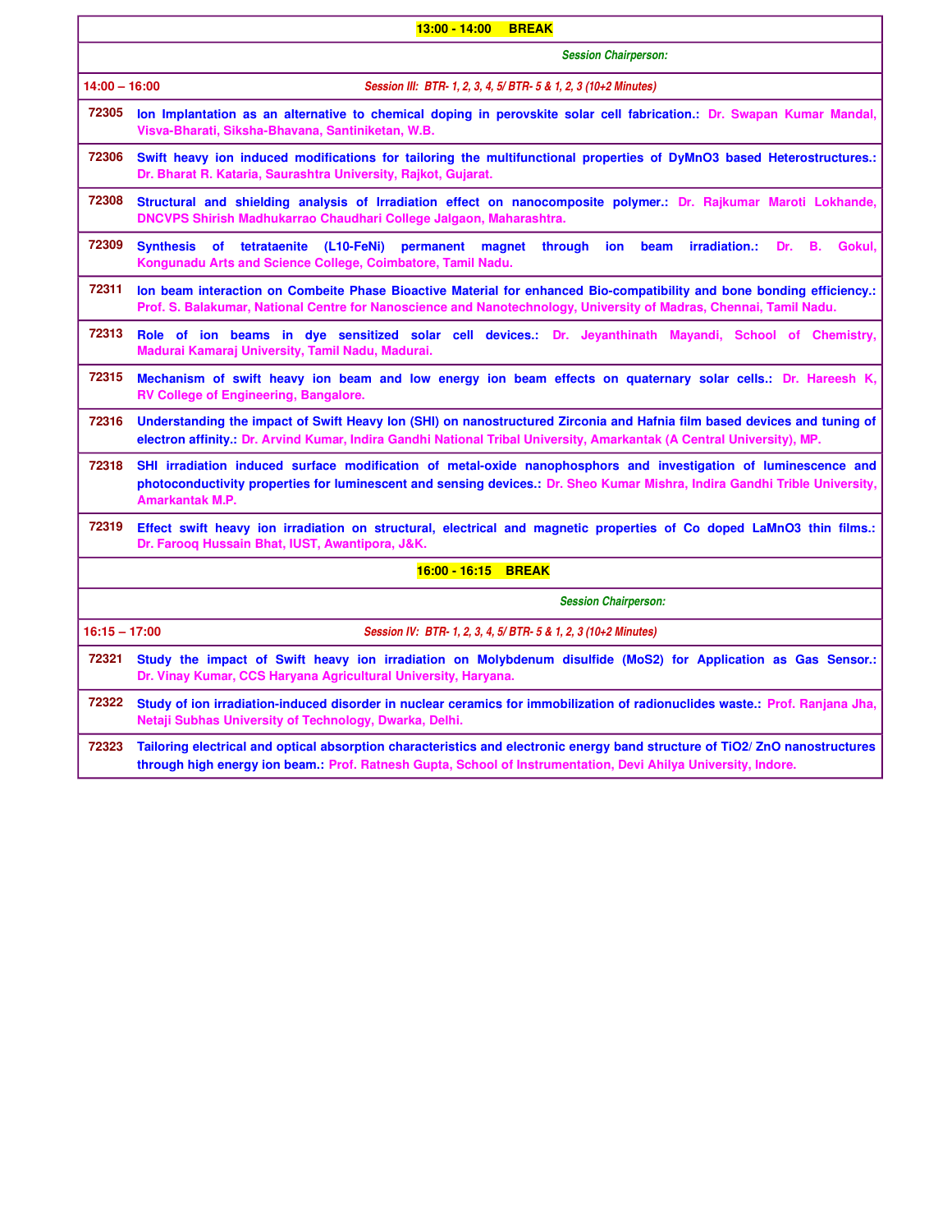| | |
|---|---|
| **13:00 - 14:00 BREAK** | |
| *Session Chairperson:* | |
| **14:00 – 16:00** | *Session III: BTR- 1, 2, 3, 4, 5/ BTR- 5 & 1, 2, 3 (10+2 Minutes)* |
| **72305** | **Ion Implantation as an alternative to chemical doping in perovskite solar cell fabrication.: Dr. Swapan Kumar Mandal, Visva-Bharati, Siksha-Bhavana, Santiniketan, W.B.** |
| **72306** | **Swift heavy ion induced modifications for tailoring the multifunctional properties of DyMnO3 based Heterostructures.: Dr. Bharat R. Kataria, Saurashtra University, Rajkot, Gujarat.** |
| **72308** | **Structural and shielding analysis of Irradiation effect on nanocomposite polymer.: Dr. Rajkumar Maroti Lokhande, DNCVPS Shirish Madhukarrao Chaudhari College Jalgaon, Maharashtra.** |
| **72309** | **Synthesis of tetrataenite (L10-FeNi) permanent magnet through ion beam irradiation.: Dr. B. Gokul, Kongunadu Arts and Science College, Coimbatore, Tamil Nadu.** |
| **72311** | **Ion beam interaction on Combeite Phase Bioactive Material for enhanced Bio-compatibility and bone bonding efficiency.: Prof. S. Balakumar, National Centre for Nanoscience and Nanotechnology, University of Madras, Chennai, Tamil Nadu.** |
| **72313** | **Role of ion beams in dye sensitized solar cell devices.: Dr. Jeyanthinath Mayandi, School of Chemistry, Madurai Kamaraj University, Tamil Nadu, Madurai.** |
| **72315** | **Mechanism of swift heavy ion beam and low energy ion beam effects on quaternary solar cells.: Dr. Hareesh K, RV College of Engineering, Bangalore.** |
| **72316** | **Understanding the impact of Swift Heavy Ion (SHI) on nanostructured Zirconia and Hafnia film based devices and tuning of electron affinity.: Dr. Arvind Kumar, Indira Gandhi National Tribal University, Amarkantak (A Central University), MP.** |
| **72318** | **SHI irradiation induced surface modification of metal-oxide nanophosphors and investigation of luminescence and photoconductivity properties for luminescent and sensing devices.: Dr. Sheo Kumar Mishra, Indira Gandhi Trible University, Amarkantak M.P.** |
| **72319** | **Effect swift heavy ion irradiation on structural, electrical and magnetic properties of Co doped LaMnO3 thin films.: Dr. Farooq Hussain Bhat, IUST, Awantipora, J&K.** |
| **16:00 - 16:15 BREAK** | |
| *Session Chairperson:* | |
| **16:15 – 17:00** | *Session IV: BTR- 1, 2, 3, 4, 5/ BTR- 5 & 1, 2, 3 (10+2 Minutes)* |
| **72321** | **Study the impact of Swift heavy ion irradiation on Molybdenum disulfide (MoS2) for Application as Gas Sensor.: Dr. Vinay Kumar, CCS Haryana Agricultural University, Haryana.** |
| **72322** | **Study of ion irradiation-induced disorder in nuclear ceramics for immobilization of radionuclides waste.: Prof. Ranjana Jha, Netaji Subhas University of Technology, Dwarka, Delhi.** |
| **72323** | **Tailoring electrical and optical absorption characteristics and electronic energy band structure of TiO2/ ZnO nanostructures through high energy ion beam.: Prof. Ratnesh Gupta, School of Instrumentation, Devi Ahilya University, Indore.** |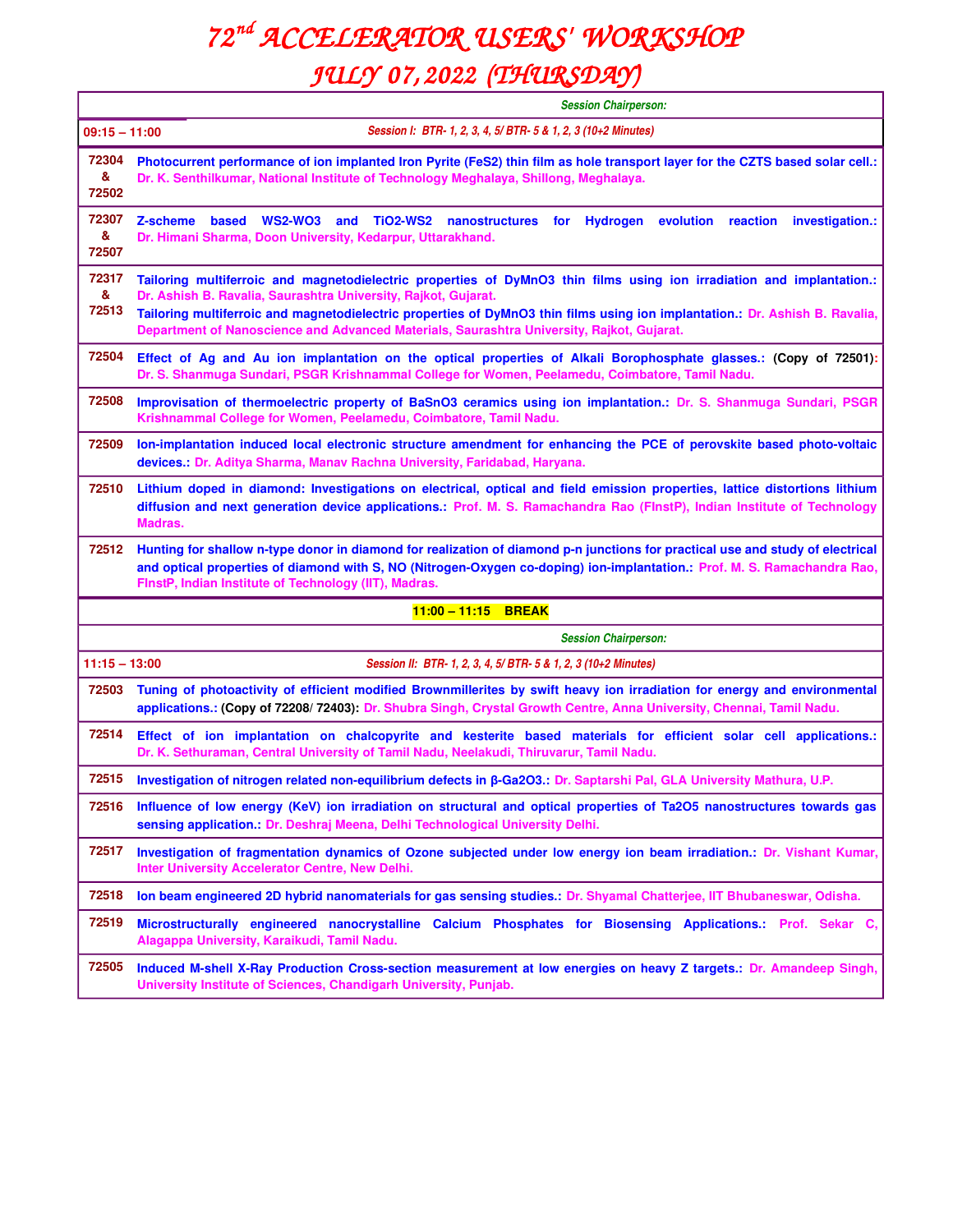# $72^{nd}$ ACCELERATOR USERS' WORKSHOP

## JULY 07, 2022 (THURSDAY)

*Session Chairperson:*

**09:15 – 11:00** — *Session I: BTR- 1, 2, 3, 4, 5/ BTR- 5 & 1, 2, 3 (10+2 Minutes)*

| ID | Title / Presenter |
|---|---|
| 72304 & 72502 | **Photocurrent performance of ion implanted Iron Pyrite ($FeS_2$) thin film as hole transport layer for the CZTS based solar cell.:** Dr. K. Senthilkumar, National Institute of Technology Meghalaya, Shillong, Meghalaya. |
| 72307 & 72507 | **Z-scheme based $WS_2$-$WO_3$ and $TiO_2$-$WS_2$ nanostructures for Hydrogen evolution reaction investigation.:** Dr. Himani Sharma, Doon University, Kedarpur, Uttarakhand. |
| 72317 & 72513 | **Tailoring multiferroic and magnetodielectric properties of $DyMnO_3$ thin films using ion irradiation and implantation.:** Dr. Ashish B. Ravalia, Saurashtra University, Rajkot, Gujarat. **Tailoring multiferroic and magnetodielectric properties of $DyMnO_3$ thin films using ion implantation.:** Dr. Ashish B. Ravalia, Department of Nanoscience and Advanced Materials, Saurashtra University, Rajkot, Gujarat. |
| 72504 | **Effect of Ag and Au ion implantation on the optical properties of Alkali Borophosphate glasses.:** (Copy of 72501): Dr. S. Shanmuga Sundari, PSGR Krishnammal College for Women, Peelamedu, Coimbatore, Tamil Nadu. |
| 72508 | **Improvisation of thermoelectric property of $BaSnO_3$ ceramics using ion implantation.:** Dr. S. Shanmuga Sundari, PSGR Krishnammal College for Women, Peelamedu, Coimbatore, Tamil Nadu. |
| 72509 | **Ion-implantation induced local electronic structure amendment for enhancing the PCE of perovskite based photo-voltaic devices.:** Dr. Aditya Sharma, Manav Rachna University, Faridabad, Haryana. |
| 72510 | **Lithium doped in diamond: Investigations on electrical, optical and field emission properties, lattice distortions lithium diffusion and next generation device applications.:** Prof. M. S. Ramachandra Rao (FInstP), Indian Institute of Technology Madras. |
| 72512 | **Hunting for shallow n-type donor in diamond for realization of diamond p-n junctions for practical use and study of electrical and optical properties of diamond with S, NO (Nitrogen-Oxygen co-doping) ion-implantation.:** Prof. M. S. Ramachandra Rao, FInstP, Indian Institute of Technology (IIT), Madras. |

**11:00 – 11:15 BREAK**

*Session Chairperson:*

**11:15 – 13:00** — *Session II: BTR- 1, 2, 3, 4, 5/ BTR- 5 & 1, 2, 3 (10+2 Minutes)*

| ID | Title / Presenter |
|---|---|
| 72503 | **Tuning of photoactivity of efficient modified Brownmillerites by swift heavy ion irradiation for energy and environmental applications.:** (Copy of 72208/ 72403): Dr. Shubra Singh, Crystal Growth Centre, Anna University, Chennai, Tamil Nadu. |
| 72514 | **Effect of ion implantation on chalcopyrite and kesterite based materials for efficient solar cell applications.:** Dr. K. Sethuraman, Central University of Tamil Nadu, Neelakudi, Thiruvarur, Tamil Nadu. |
| 72515 | **Investigation of nitrogen related non-equilibrium defects in β-$Ga_2O_3$.:** Dr. Saptarshi Pal, GLA University Mathura, U.P. |
| 72516 | **Influence of low energy (KeV) ion irradiation on structural and optical properties of $Ta_2O_5$ nanostructures towards gas sensing application.:** Dr. Deshraj Meena, Delhi Technological University Delhi. |
| 72517 | **Investigation of fragmentation dynamics of Ozone subjected under low energy ion beam irradiation.:** Dr. Vishant Kumar, Inter University Accelerator Centre, New Delhi. |
| 72518 | **Ion beam engineered 2D hybrid nanomaterials for gas sensing studies.:** Dr. Shyamal Chatterjee, IIT Bhubaneswar, Odisha. |
| 72519 | **Microstructurally engineered nanocrystalline Calcium Phosphates for Biosensing Applications.:** Prof. Sekar C, Alagappa University, Karaikudi, Tamil Nadu. |
| 72505 | **Induced M-shell X-Ray Production Cross-section measurement at low energies on heavy Z targets.:** Dr. Amandeep Singh, University Institute of Sciences, Chandigarh University, Punjab. |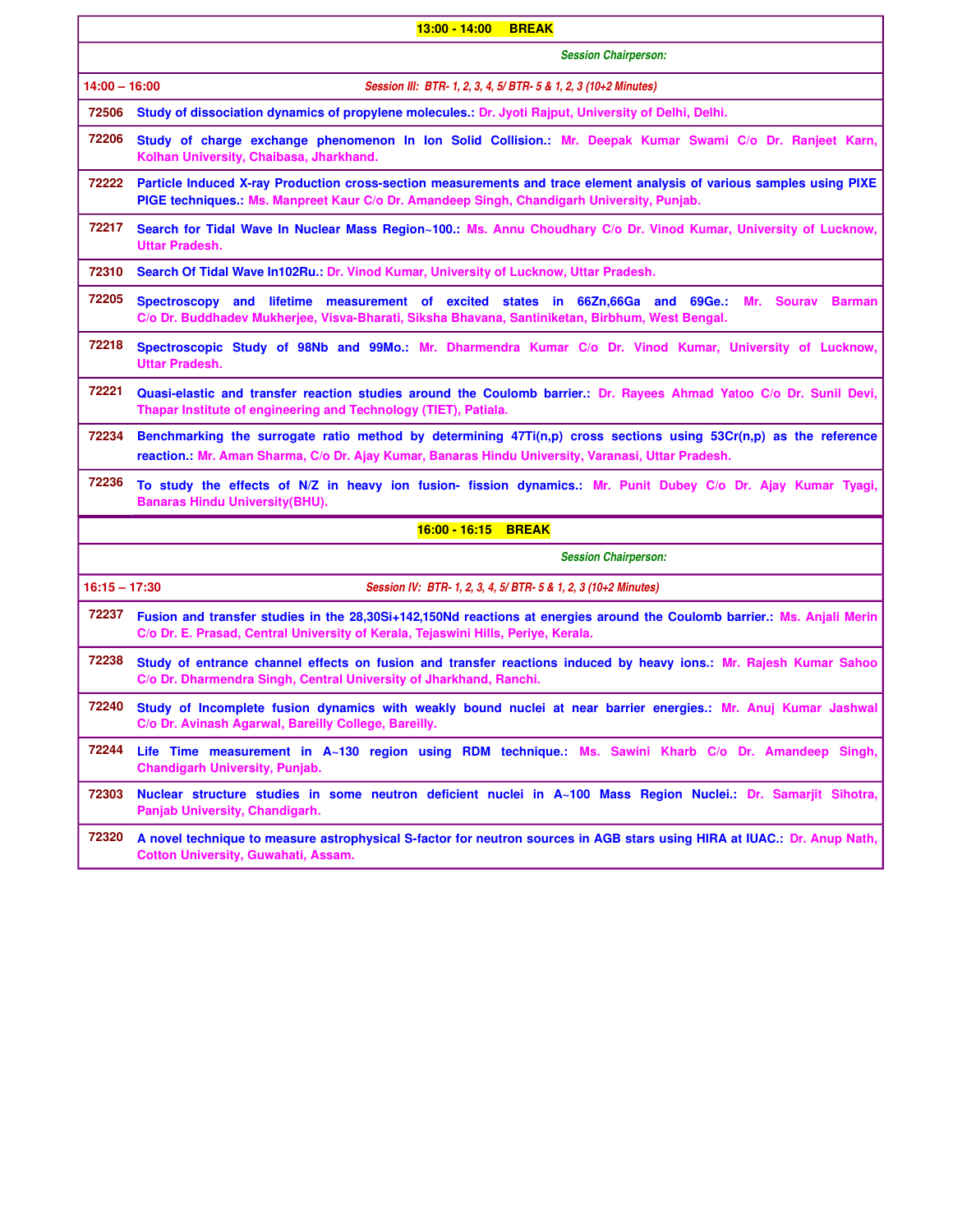| | |
|---|---|
| | **13:00 - 14:00 BREAK** |
| | *Session Chairperson:* |
| **14:00 – 16:00** | *Session III: BTR- 1, 2, 3, 4, 5/ BTR- 5 & 1, 2, 3 (10+2 Minutes)* |
| **72506** | **Study of dissociation dynamics of propylene molecules.:** Dr. Jyoti Rajput, University of Delhi, Delhi. |
| **72206** | **Study of charge exchange phenomenon In Ion Solid Collision.:** Mr. Deepak Kumar Swami C/o Dr. Ranjeet Karn, Kolhan University, Chaibasa, Jharkhand. |
| **72222** | **Particle Induced X-ray Production cross-section measurements and trace element analysis of various samples using PIXE PIGE techniques.:** Ms. Manpreet Kaur C/o Dr. Amandeep Singh, Chandigarh University, Punjab. |
| **72217** | **Search for Tidal Wave In Nuclear Mass Region~100.:** Ms. Annu Choudhary C/o Dr. Vinod Kumar, University of Lucknow, Uttar Pradesh. |
| **72310** | **Search Of Tidal Wave In102Ru.:** Dr. Vinod Kumar, University of Lucknow, Uttar Pradesh. |
| **72205** | **Spectroscopy and lifetime measurement of excited states in 66Zn,66Ga and 69Ge.:** Mr. Sourav Barman C/o Dr. Buddhadev Mukherjee, Visva-Bharati, Siksha Bhavana, Santiniketan, Birbhum, West Bengal. |
| **72218** | **Spectroscopic Study of 98Nb and 99Mo.:** Mr. Dharmendra Kumar C/o Dr. Vinod Kumar, University of Lucknow, Uttar Pradesh. |
| **72221** | **Quasi-elastic and transfer reaction studies around the Coulomb barrier.:** Dr. Rayees Ahmad Yatoo C/o Dr. Sunil Devi, Thapar Institute of engineering and Technology (TIET), Patiala. |
| **72234** | **Benchmarking the surrogate ratio method by determining 47Ti(n,p) cross sections using 53Cr(n,p) as the reference reaction.:** Mr. Aman Sharma, C/o Dr. Ajay Kumar, Banaras Hindu University, Varanasi, Uttar Pradesh. |
| **72236** | **To study the effects of N/Z in heavy ion fusion- fission dynamics.:** Mr. Punit Dubey C/o Dr. Ajay Kumar Tyagi, Banaras Hindu University(BHU). |
| | **16:00 - 16:15 BREAK** |
| | *Session Chairperson:* |
| **16:15 – 17:30** | *Session IV: BTR- 1, 2, 3, 4, 5/ BTR- 5 & 1, 2, 3 (10+2 Minutes)* |
| **72237** | **Fusion and transfer studies in the 28,30Si+142,150Nd reactions at energies around the Coulomb barrier.:** Ms. Anjali Merin C/o Dr. E. Prasad, Central University of Kerala, Tejaswini Hills, Periye, Kerala. |
| **72238** | **Study of entrance channel effects on fusion and transfer reactions induced by heavy ions.:** Mr. Rajesh Kumar Sahoo C/o Dr. Dharmendra Singh, Central University of Jharkhand, Ranchi. |
| **72240** | **Study of Incomplete fusion dynamics with weakly bound nuclei at near barrier energies.:** Mr. Anuj Kumar Jashwal C/o Dr. Avinash Agarwal, Bareilly College, Bareilly. |
| **72244** | **Life Time measurement in A~130 region using RDM technique.:** Ms. Sawini Kharb C/o Dr. Amandeep Singh, Chandigarh University, Punjab. |
| **72303** | **Nuclear structure studies in some neutron deficient nuclei in A~100 Mass Region Nuclei.:** Dr. Samarjit Sihotra, Panjab University, Chandigarh. |
| **72320** | **A novel technique to measure astrophysical S-factor for neutron sources in AGB stars using HIRA at IUAC.:** Dr. Anup Nath, Cotton University, Guwahati, Assam. |